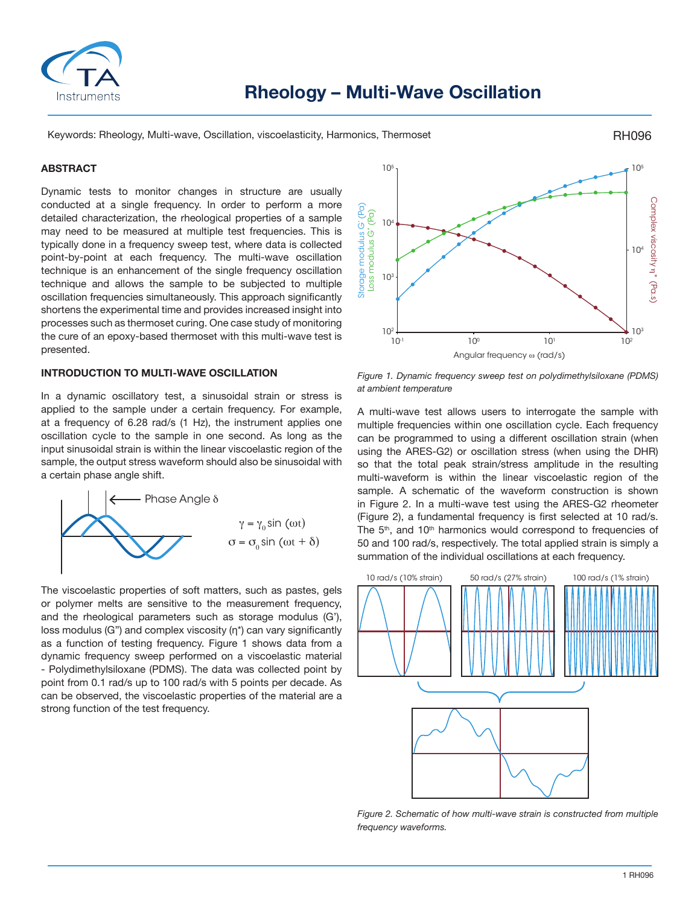# Rheology – Multi-Wave Oscillation

Keywords: Rheology, Multi-wave, Oscillation, viscoelasticity, Harmonics, Thermoset

RH096

## ABSTRACT

Dynamic tests to monitor changes in structure are usually conducted at a single frequency. In order to perform a more detailed characterization, the rheological properties of a sample may need to be measured at multiple test frequencies. This is typically done in a frequency sweep test, where data is collected point-by-point at each frequency. The multi-wave oscillation technique is an enhancement of the single frequency oscillation technique and allows the sample to be subjected to multiple oscillation frequencies simultaneously. This approach significantly shortens the experimental time and provides increased insight into processes such as thermoset curing. One case study of monitoring the cure of an epoxy-based thermoset with this multi-wave test is presented.

## INTRODUCTION TO MULTI-WAVE OSCILLATION

In a dynamic oscillatory test, a sinusoidal strain or stress is applied to the sample under a certain frequency. For example, at a frequency of 6.28 rad/s (1 Hz), the instrument applies one oscillation cycle to the sample in one second. As long as the input sinusoidal strain is within the linear viscoelastic region of the sample, the output stress waveform should also be sinusoidal with a certain phase angle shift.

Phase Angle $\delta$

$$\gamma = \gamma_0 \sin(\omega t)$$
$$\sigma = \sigma_0 \sin(\omega t + \delta)$$

The viscoelastic properties of soft matters, such as pastes, gels or polymer melts are sensitive to the measurement frequency, and the rheological parameters such as storage modulus (G'), loss modulus (G") and complex viscosity (η*) can vary significantly as a function of testing frequency. Figure 1 shows data from a dynamic frequency sweep performed on a viscoelastic material - Polydimethylsiloxane (PDMS). The data was collected point by point from 0.1 rad/s up to 100 rad/s with 5 points per decade. As can be observed, the viscoelastic properties of the material are a strong function of the test frequency.

*Figure 1. Dynamic frequency sweep test on polydimethylsiloxane (PDMS) at ambient temperature*

A multi-wave test allows users to interrogate the sample with multiple frequencies within one oscillation cycle. Each frequency can be programmed to using a different oscillation strain (when using the ARES-G2) or oscillation stress (when using the DHR) so that the total peak strain/stress amplitude in the resulting multi-waveform is within the linear viscoelastic region of the sample. A schematic of the waveform construction is shown in Figure 2. In a multi-wave test using the ARES-G2 rheometer (Figure 2), a fundamental frequency is first selected at 10 rad/s. The 5th, and 10th harmonics would correspond to frequencies of 50 and 100 rad/s, respectively. The total applied strain is simply a summation of the individual oscillations at each frequency.

10 rad/s (10% strain) | 50 rad/s (27% strain) | 100 rad/s (1% strain)

*Figure 2. Schematic of how multi-wave strain is constructed from multiple frequency waveforms.*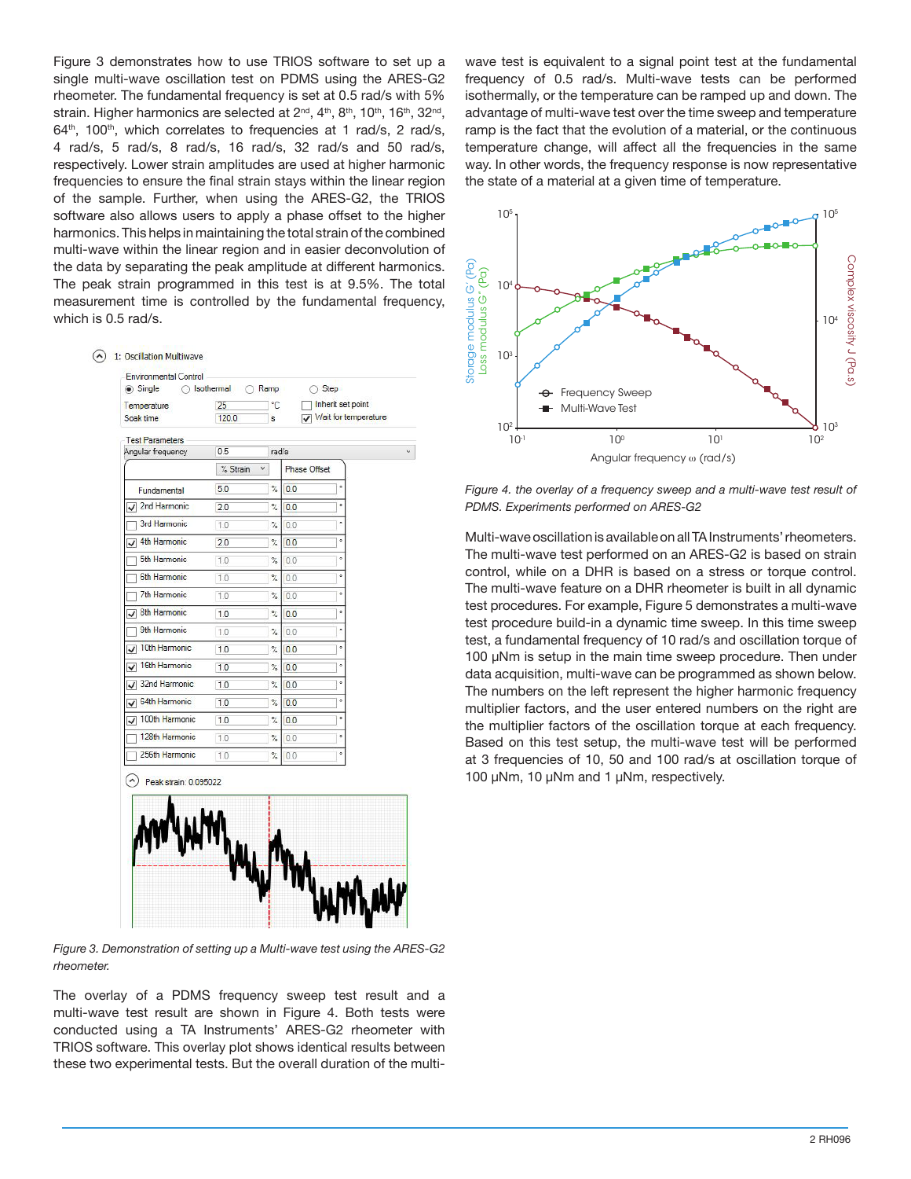Figure 3 demonstrates how to use TRIOS software to set up a single multi-wave oscillation test on PDMS using the ARES-G2 rheometer. The fundamental frequency is set at 0.5 rad/s with 5% strain. Higher harmonics are selected at 2nd, 4th, 8th, 10th, 16th, 32nd, 64th, 100th, which correlates to frequencies at 1 rad/s, 2 rad/s, 4 rad/s, 5 rad/s, 8 rad/s, 16 rad/s, 32 rad/s and 50 rad/s, respectively. Lower strain amplitudes are used at higher harmonic frequencies to ensure the final strain stays within the linear region of the sample. Further, when using the ARES-G2, the TRIOS software also allows users to apply a phase offset to the higher harmonics. This helps in maintaining the total strain of the combined multi-wave within the linear region and in easier deconvolution of the data by separating the peak amplitude at different harmonics. The peak strain programmed in this test is at 9.5%. The total measurement time is controlled by the fundamental frequency, which is 0.5 rad/s.

*Figure 3. Demonstration of setting up a Multi-wave test using the ARES-G2 rheometer.*

The overlay of a PDMS frequency sweep test result and a multi-wave test result are shown in Figure 4. Both tests were conducted using a TA Instruments' ARES-G2 rheometer with TRIOS software. This overlay plot shows identical results between these two experimental tests. But the overall duration of the multi-wave test is equivalent to a signal point test at the fundamental frequency of 0.5 rad/s. Multi-wave tests can be performed isothermally, or the temperature can be ramped up and down. The advantage of multi-wave test over the time sweep and temperature ramp is the fact that the evolution of a material, or the continuous temperature change, will affect all the frequencies in the same way. In other words, the frequency response is now representative the state of a material at a given time of temperature.

*Figure 4. the overlay of a frequency sweep and a multi-wave test result of PDMS. Experiments performed on ARES-G2*

Multi-wave oscillation is available on all TA Instruments' rheometers. The multi-wave test performed on an ARES-G2 is based on strain control, while on a DHR is based on a stress or torque control. The multi-wave feature on a DHR rheometer is built in all dynamic test procedures. For example, Figure 5 demonstrates a multi-wave test procedure build-in a dynamic time sweep. In this time sweep test, a fundamental frequency of 10 rad/s and oscillation torque of 100 µNm is setup in the main time sweep procedure. Then under data acquisition, multi-wave can be programmed as shown below. The numbers on the left represent the higher harmonic frequency multiplier factors, and the user entered numbers on the right are the multiplier factors of the oscillation torque at each frequency. Based on this test setup, the multi-wave test will be performed at 3 frequencies of 10, 50 and 100 rad/s at oscillation torque of 100 µNm, 10 µNm and 1 µNm, respectively.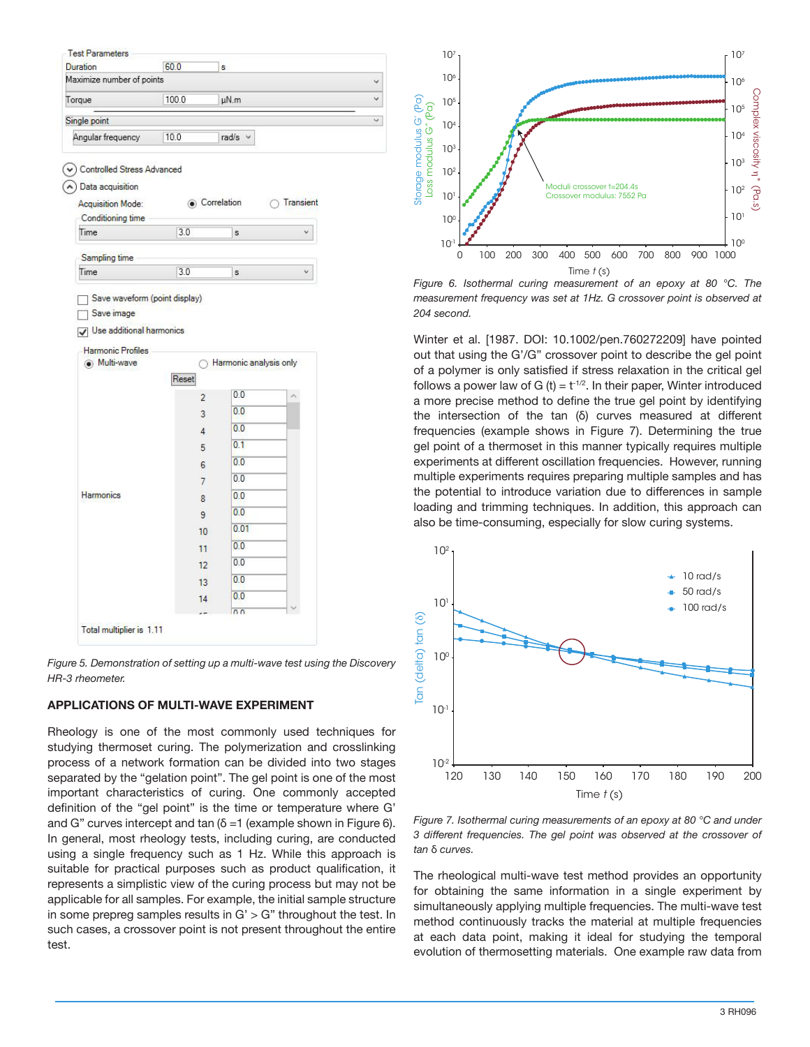Figure 5. Demonstration of setting up a multi-wave test using the Discovery HR-3 rheometer.

## APPLICATIONS OF MULTI-WAVE EXPERIMENT

Rheology is one of the most commonly used techniques for studying thermoset curing. The polymerization and crosslinking process of a network formation can be divided into two stages separated by the "gelation point". The gel point is one of the most important characteristics of curing. One commonly accepted definition of the "gel point" is the time or temperature where G' and G" curves intercept and tan (δ =1 (example shown in Figure 6). In general, most rheology tests, including curing, are conducted using a single frequency such as 1 Hz. While this approach is suitable for practical purposes such as product qualification, it represents a simplistic view of the curing process but may not be applicable for all samples. For example, the initial sample structure in some prepreg samples results in G' > G" throughout the test. In such cases, a crossover point is not present throughout the entire test.

Figure 6. Isothermal curing measurement of an epoxy at 80 °C. The measurement frequency was set at 1Hz. G crossover point is observed at 204 second.

Winter et al. [1987. DOI: 10.1002/pen.760272209] have pointed out that using the G'/G" crossover point to describe the gel point of a polymer is only satisfied if stress relaxation in the critical gel follows a power law of G (t) = $t^{-1/2}$. In their paper, Winter introduced a more precise method to define the true gel point by identifying the intersection of the tan (δ) curves measured at different frequencies (example shows in Figure 7). Determining the true gel point of a thermoset in this manner typically requires multiple experiments at different oscillation frequencies. However, running multiple experiments requires preparing multiple samples and has the potential to introduce variation due to differences in sample loading and trimming techniques. In addition, this approach can also be time-consuming, especially for slow curing systems.

Figure 7. Isothermal curing measurements of an epoxy at 80 °C and under 3 different frequencies. The gel point was observed at the crossover of tan δ curves.

The rheological multi-wave test method provides an opportunity for obtaining the same information in a single experiment by simultaneously applying multiple frequencies. The multi-wave test method continuously tracks the material at multiple frequencies at each data point, making it ideal for studying the temporal evolution of thermosetting materials. One example raw data from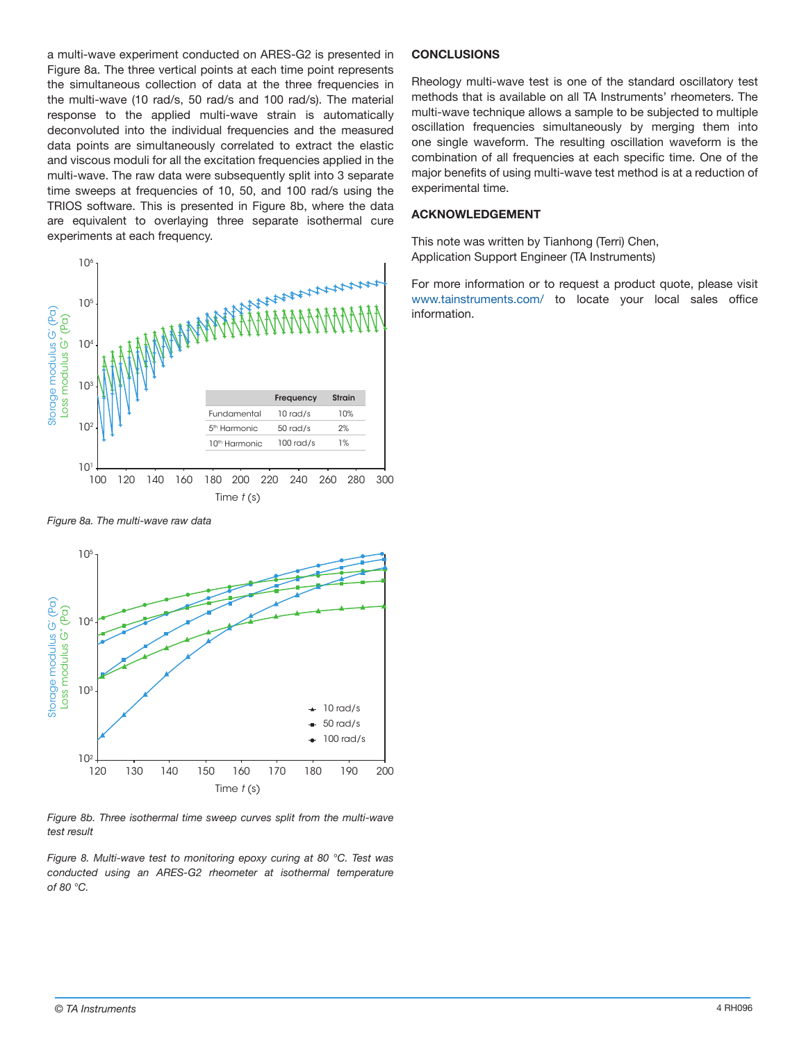a multi-wave experiment conducted on ARES-G2 is presented in Figure 8a. The three vertical points at each time point represents the simultaneous collection of data at the three frequencies in the multi-wave (10 rad/s, 50 rad/s and 100 rad/s). The material response to the applied multi-wave strain is automatically deconvoluted into the individual frequencies and the measured data points are simultaneously correlated to extract the elastic and viscous moduli for all the excitation frequencies applied in the multi-wave. The raw data were subsequently split into 3 separate time sweeps at frequencies of 10, 50, and 100 rad/s using the TRIOS software. This is presented in Figure 8b, where the data are equivalent to overlaying three separate isothermal cure experiments at each frequency.

Storage modulus G' (Pa)
Loss modulus G'' (Pa)
$10^6$
$10^5$
$10^4$
$10^3$
$10^2$
$10^1$
100 120 140 160 180 200 220 240 260 280 300
Time $t$ (s)

| | Frequency | Strain |
|---|---|---|
| Fundamental | 10 rad/s | 10% |
| 5th Harmonic | 50 rad/s | 2% |
| 10th Harmonic | 100 rad/s | 1% |

*Figure 8a. The multi-wave raw data*

Storage modulus G' (Pa)
Loss modulus G'' (Pa)
$10^5$
$10^4$
$10^3$
$10^2$
120 130 140 150 160 170 180 190 200
Time $t$ (s)
10 rad/s
50 rad/s
100 rad/s

*Figure 8b. Three isothermal time sweep curves split from the multi-wave test result*

*Figure 8. Multi-wave test to monitoring epoxy curing at 80 °C. Test was conducted using an ARES-G2 rheometer at isothermal temperature of 80 °C.*

## CONCLUSIONS

Rheology multi-wave test is one of the standard oscillatory test methods that is available on all TA Instruments' rheometers. The multi-wave technique allows a sample to be subjected to multiple oscillation frequencies simultaneously by merging them into one single waveform. The resulting oscillation waveform is the combination of all frequencies at each specific time. One of the major benefits of using multi-wave test method is at a reduction of experimental time.

## ACKNOWLEDGEMENT

This note was written by Tianhong (Terri) Chen, Application Support Engineer (TA Instruments)

For more information or to request a product quote, please visit www.tainstruments.com/ to locate your local sales office information.

© TA Instruments